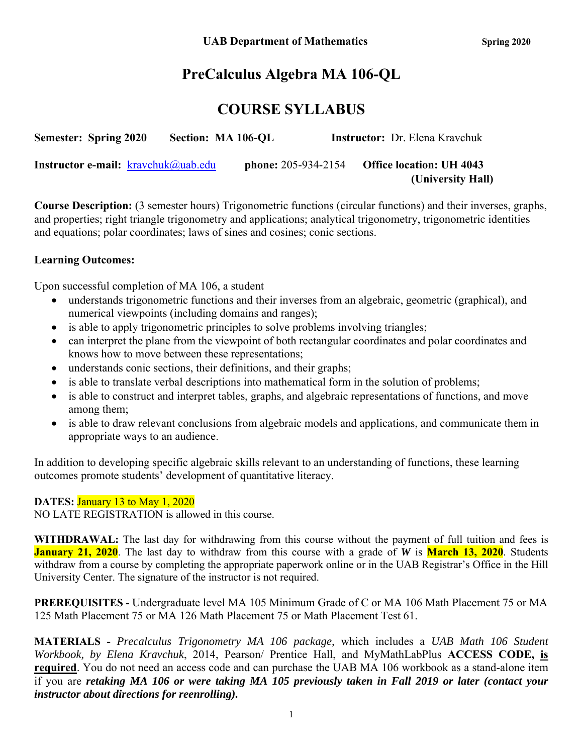**UAB Department of Mathematics** **Spring 2020**

# PreCalculus Algebra MA 106-QL

# COURSE SYLLABUS

**Semester: Spring 2020** **Section: MA 106-QL** **Instructor:** Dr. Elena Kravchuk

**Instructor e-mail:** kravchuk@uab.edu **phone:** 205-934-2154 **Office location: UH 4043 (University Hall)**

**Course Description:** (3 semester hours) Trigonometric functions (circular functions) and their inverses, graphs, and properties; right triangle trigonometry and applications; analytical trigonometry, trigonometric identities and equations; polar coordinates; laws of sines and cosines; conic sections.

**Learning Outcomes:**

Upon successful completion of MA 106, a student

- understands trigonometric functions and their inverses from an algebraic, geometric (graphical), and numerical viewpoints (including domains and ranges);
- is able to apply trigonometric principles to solve problems involving triangles;
- can interpret the plane from the viewpoint of both rectangular coordinates and polar coordinates and knows how to move between these representations;
- understands conic sections, their definitions, and their graphs;
- is able to translate verbal descriptions into mathematical form in the solution of problems;
- is able to construct and interpret tables, graphs, and algebraic representations of functions, and move among them;
- is able to draw relevant conclusions from algebraic models and applications, and communicate them in appropriate ways to an audience.

In addition to developing specific algebraic skills relevant to an understanding of functions, these learning outcomes promote students' development of quantitative literacy.

**DATES:** January 13 to May 1, 2020
NO LATE REGISTRATION is allowed in this course.

**WITHDRAWAL:** The last day for withdrawing from this course without the payment of full tuition and fees is **January 21, 2020**. The last day to withdraw from this course with a grade of ***W*** is **March 13, 2020**. Students withdraw from a course by completing the appropriate paperwork online or in the UAB Registrar's Office in the Hill University Center. The signature of the instructor is not required.

**PREREQUISITES -** Undergraduate level MA 105 Minimum Grade of C or MA 106 Math Placement 75 or MA 125 Math Placement 75 or MA 126 Math Placement 75 or Math Placement Test 61.

**MATERIALS -** *Precalculus Trigonometry MA 106 package,* which includes a *UAB Math 106 Student Workbook, by Elena Kravchuk*, 2014, Pearson/ Prentice Hall, and MyMathLabPlus **ACCESS CODE, is required**. You do not need an access code and can purchase the UAB MA 106 workbook as a stand-alone item if you are ***retaking MA 106 or were taking MA 105 previously taken in Fall 2019 or later (contact your instructor about directions for reenrolling).***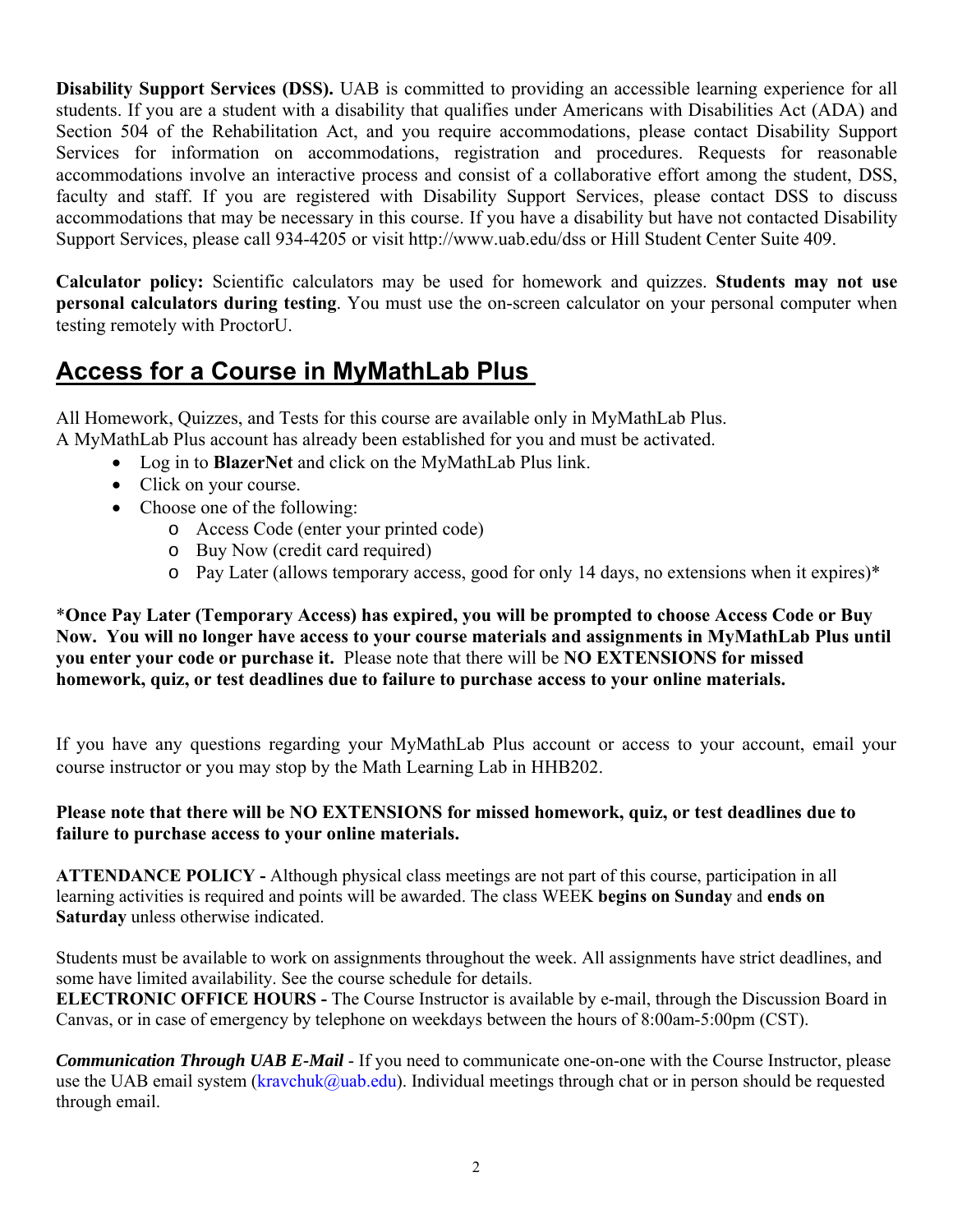**Disability Support Services (DSS).** UAB is committed to providing an accessible learning experience for all students. If you are a student with a disability that qualifies under Americans with Disabilities Act (ADA) and Section 504 of the Rehabilitation Act, and you require accommodations, please contact Disability Support Services for information on accommodations, registration and procedures. Requests for reasonable accommodations involve an interactive process and consist of a collaborative effort among the student, DSS, faculty and staff. If you are registered with Disability Support Services, please contact DSS to discuss accommodations that may be necessary in this course. If you have a disability but have not contacted Disability Support Services, please call 934-4205 or visit http://www.uab.edu/dss or Hill Student Center Suite 409.

**Calculator policy:** Scientific calculators may be used for homework and quizzes. **Students may not use personal calculators during testing**. You must use the on-screen calculator on your personal computer when testing remotely with ProctorU.

## Access for a Course in MyMathLab Plus

All Homework, Quizzes, and Tests for this course are available only in MyMathLab Plus.
A MyMathLab Plus account has already been established for you and must be activated.

- Log in to **BlazerNet** and click on the MyMathLab Plus link.
- Click on your course.
- Choose one of the following:
  - Access Code (enter your printed code)
  - Buy Now (credit card required)
  - Pay Later (allows temporary access, good for only 14 days, no extensions when it expires)*

*__Once Pay Later (Temporary Access) has expired, you will be prompted to choose Access Code or Buy Now. You will no longer have access to your course materials and assignments in MyMathLab Plus until you enter your code or purchase it.__ Please note that there will be **NO EXTENSIONS for missed homework, quiz, or test deadlines due to failure to purchase access to your online materials.**

If you have any questions regarding your MyMathLab Plus account or access to your account, email your course instructor or you may stop by the Math Learning Lab in HHB202.

**Please note that there will be NO EXTENSIONS for missed homework, quiz, or test deadlines due to failure to purchase access to your online materials.**

**ATTENDANCE POLICY -** Although physical class meetings are not part of this course, participation in all learning activities is required and points will be awarded. The class WEEK **begins on Sunday** and **ends on Saturday** unless otherwise indicated.

Students must be available to work on assignments throughout the week. All assignments have strict deadlines, and some have limited availability. See the course schedule for details.
**ELECTRONIC OFFICE HOURS -** The Course Instructor is available by e-mail, through the Discussion Board in Canvas, or in case of emergency by telephone on weekdays between the hours of 8:00am-5:00pm (CST).

***Communication Through UAB E-Mail*** - If you need to communicate one-on-one with the Course Instructor, please use the UAB email system (kravchuk@uab.edu). Individual meetings through chat or in person should be requested through email.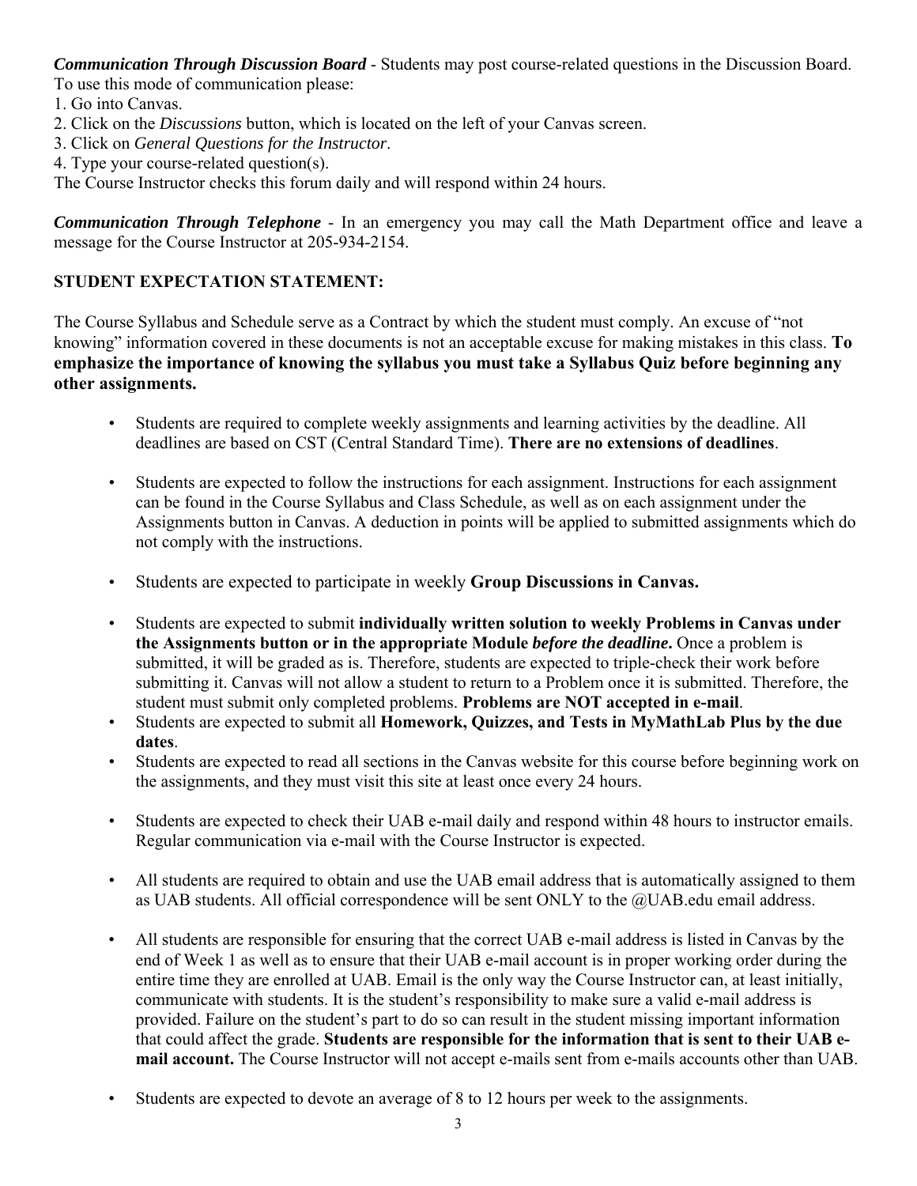***Communication Through Discussion Board*** - Students may post course-related questions in the Discussion Board. To use this mode of communication please:

1. Go into Canvas.
2. Click on the *Discussions* button, which is located on the left of your Canvas screen.
3. Click on *General Questions for the Instructor*.
4. Type your course-related question(s).

The Course Instructor checks this forum daily and will respond within 24 hours.

***Communication Through Telephone*** - In an emergency you may call the Math Department office and leave a message for the Course Instructor at 205-934-2154.

**STUDENT EXPECTATION STATEMENT:**

The Course Syllabus and Schedule serve as a Contract by which the student must comply. An excuse of "not knowing" information covered in these documents is not an acceptable excuse for making mistakes in this class. **To emphasize the importance of knowing the syllabus you must take a Syllabus Quiz before beginning any other assignments.**

- Students are required to complete weekly assignments and learning activities by the deadline. All deadlines are based on CST (Central Standard Time). **There are no extensions of deadlines**.
- Students are expected to follow the instructions for each assignment. Instructions for each assignment can be found in the Course Syllabus and Class Schedule, as well as on each assignment under the Assignments button in Canvas. A deduction in points will be applied to submitted assignments which do not comply with the instructions.
- Students are expected to participate in weekly **Group Discussions in Canvas.**
- Students are expected to submit **individually written solution to weekly Problems in Canvas under the Assignments button or in the appropriate Module *before the deadline*.** Once a problem is submitted, it will be graded as is. Therefore, students are expected to triple-check their work before submitting it. Canvas will not allow a student to return to a Problem once it is submitted. Therefore, the student must submit only completed problems. **Problems are NOT accepted in e-mail**.
- Students are expected to submit all **Homework, Quizzes, and Tests in MyMathLab Plus by the due dates**.
- Students are expected to read all sections in the Canvas website for this course before beginning work on the assignments, and they must visit this site at least once every 24 hours.
- Students are expected to check their UAB e-mail daily and respond within 48 hours to instructor emails. Regular communication via e-mail with the Course Instructor is expected.
- All students are required to obtain and use the UAB email address that is automatically assigned to them as UAB students. All official correspondence will be sent ONLY to the @UAB.edu email address.
- All students are responsible for ensuring that the correct UAB e-mail address is listed in Canvas by the end of Week 1 as well as to ensure that their UAB e-mail account is in proper working order during the entire time they are enrolled at UAB. Email is the only way the Course Instructor can, at least initially, communicate with students. It is the student's responsibility to make sure a valid e-mail address is provided. Failure on the student's part to do so can result in the student missing important information that could affect the grade. **Students are responsible for the information that is sent to their UAB e-mail account.** The Course Instructor will not accept e-mails sent from e-mails accounts other than UAB.
- Students are expected to devote an average of 8 to 12 hours per week to the assignments.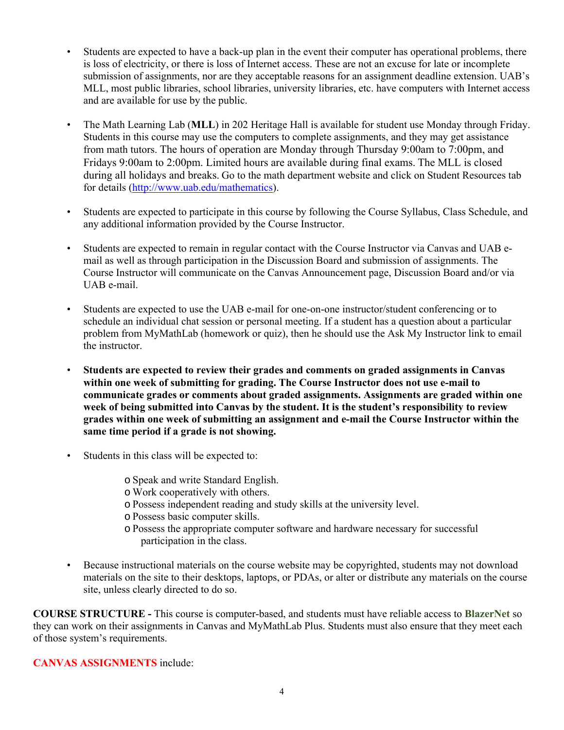- Students are expected to have a back-up plan in the event their computer has operational problems, there is loss of electricity, or there is loss of Internet access. These are not an excuse for late or incomplete submission of assignments, nor are they acceptable reasons for an assignment deadline extension. UAB's MLL, most public libraries, school libraries, university libraries, etc. have computers with Internet access and are available for use by the public.

- The Math Learning Lab (**MLL**) in 202 Heritage Hall is available for student use Monday through Friday. Students in this course may use the computers to complete assignments, and they may get assistance from math tutors. The hours of operation are Monday through Thursday 9:00am to 7:00pm, and Fridays 9:00am to 2:00pm. Limited hours are available during final exams. The MLL is closed during all holidays and breaks. Go to the math department website and click on Student Resources tab for details ([http://www.uab.edu/mathematics](http://www.uab.edu/mathematics)).

- Students are expected to participate in this course by following the Course Syllabus, Class Schedule, and any additional information provided by the Course Instructor.

- Students are expected to remain in regular contact with the Course Instructor via Canvas and UAB e-mail as well as through participation in the Discussion Board and submission of assignments. The Course Instructor will communicate on the Canvas Announcement page, Discussion Board and/or via UAB e-mail.

- Students are expected to use the UAB e-mail for one-on-one instructor/student conferencing or to schedule an individual chat session or personal meeting. If a student has a question about a particular problem from MyMathLab (homework or quiz), then he should use the Ask My Instructor link to email the instructor.

- **Students are expected to review their grades and comments on graded assignments in Canvas within one week of submitting for grading. The Course Instructor does not use e-mail to communicate grades or comments about graded assignments. Assignments are graded within one week of being submitted into Canvas by the student. It is the student's responsibility to review grades within one week of submitting an assignment and e-mail the Course Instructor within the same time period if a grade is not showing.**

- Students in this class will be expected to:

  - Speak and write Standard English.
  - Work cooperatively with others.
  - Possess independent reading and study skills at the university level.
  - Possess basic computer skills.
  - Possess the appropriate computer software and hardware necessary for successful participation in the class.

- Because instructional materials on the course website may be copyrighted, students may not download materials on the site to their desktops, laptops, or PDAs, or alter or distribute any materials on the course site, unless clearly directed to do so.

**COURSE STRUCTURE -** This course is computer-based, and students must have reliable access to **BlazerNet** so they can work on their assignments in Canvas and MyMathLab Plus. Students must also ensure that they meet each of those system's requirements.

**CANVAS ASSIGNMENTS** include: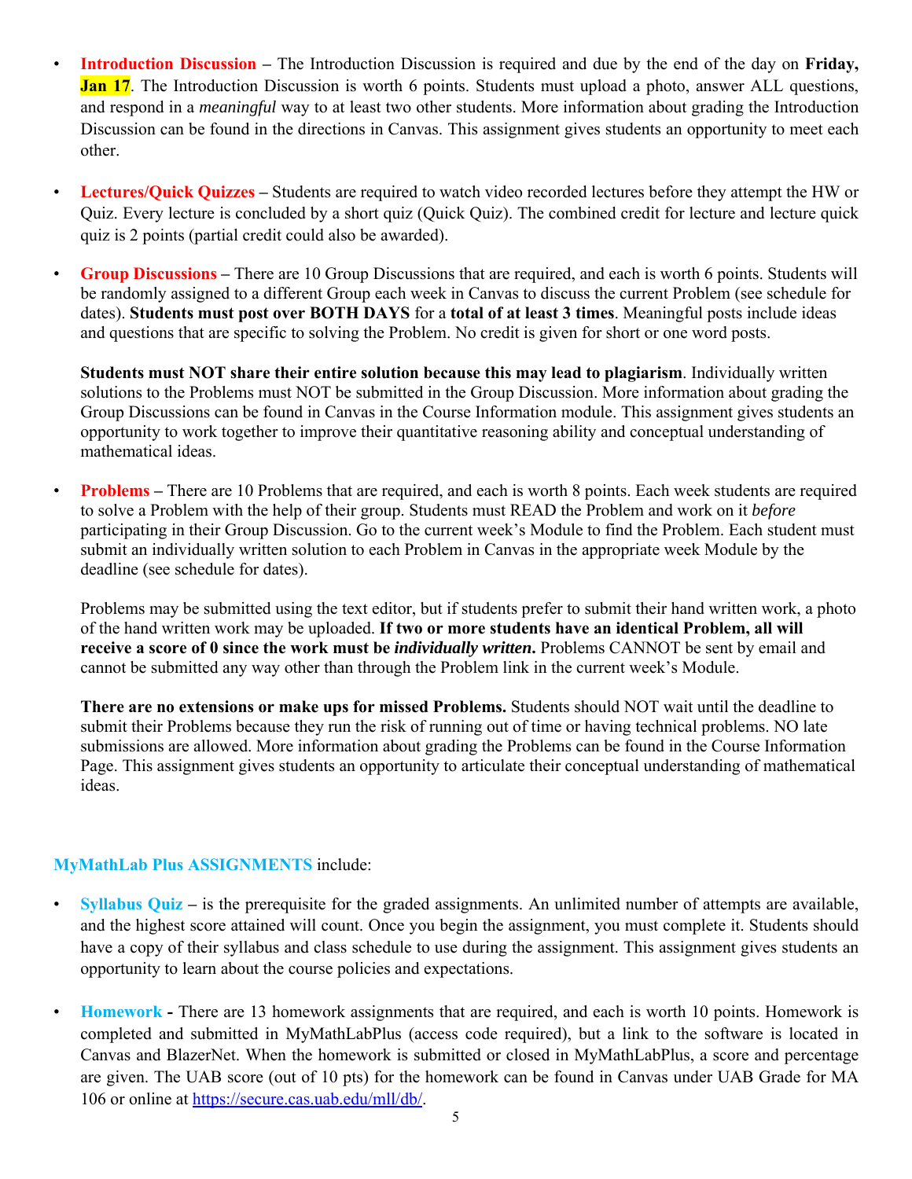- **Introduction Discussion** – The Introduction Discussion is required and due by the end of the day on **Friday, Jan 17**. The Introduction Discussion is worth 6 points. Students must upload a photo, answer ALL questions, and respond in a *meaningful* way to at least two other students. More information about grading the Introduction Discussion can be found in the directions in Canvas. This assignment gives students an opportunity to meet each other.

- **Lectures/Quick Quizzes** – Students are required to watch video recorded lectures before they attempt the HW or Quiz. Every lecture is concluded by a short quiz (Quick Quiz). The combined credit for lecture and lecture quick quiz is 2 points (partial credit could also be awarded).

- **Group Discussions** – There are 10 Group Discussions that are required, and each is worth 6 points. Students will be randomly assigned to a different Group each week in Canvas to discuss the current Problem (see schedule for dates). **Students must post over BOTH DAYS** for a **total of at least 3 times**. Meaningful posts include ideas and questions that are specific to solving the Problem. No credit is given for short or one word posts.

  **Students must NOT share their entire solution because this may lead to plagiarism**. Individually written solutions to the Problems must NOT be submitted in the Group Discussion. More information about grading the Group Discussions can be found in Canvas in the Course Information module. This assignment gives students an opportunity to work together to improve their quantitative reasoning ability and conceptual understanding of mathematical ideas.

- **Problems** – There are 10 Problems that are required, and each is worth 8 points. Each week students are required to solve a Problem with the help of their group. Students must READ the Problem and work on it *before* participating in their Group Discussion. Go to the current week's Module to find the Problem. Each student must submit an individually written solution to each Problem in Canvas in the appropriate week Module by the deadline (see schedule for dates).

  Problems may be submitted using the text editor, but if students prefer to submit their hand written work, a photo of the hand written work may be uploaded. **If two or more students have an identical Problem, all will receive a score of 0 since the work must be *individually written*.** Problems CANNOT be sent by email and cannot be submitted any way other than through the Problem link in the current week's Module.

  **There are no extensions or make ups for missed Problems.** Students should NOT wait until the deadline to submit their Problems because they run the risk of running out of time or having technical problems. NO late submissions are allowed. More information about grading the Problems can be found in the Course Information Page. This assignment gives students an opportunity to articulate their conceptual understanding of mathematical ideas.

**MyMathLab Plus ASSIGNMENTS** include:

- **Syllabus Quiz** – is the prerequisite for the graded assignments. An unlimited number of attempts are available, and the highest score attained will count. Once you begin the assignment, you must complete it. Students should have a copy of their syllabus and class schedule to use during the assignment. This assignment gives students an opportunity to learn about the course policies and expectations.

- **Homework** - There are 13 homework assignments that are required, and each is worth 10 points. Homework is completed and submitted in MyMathLabPlus (access code required), but a link to the software is located in Canvas and BlazerNet. When the homework is submitted or closed in MyMathLabPlus, a score and percentage are given. The UAB score (out of 10 pts) for the homework can be found in Canvas under UAB Grade for MA 106 or online at https://secure.cas.uab.edu/mll/db/.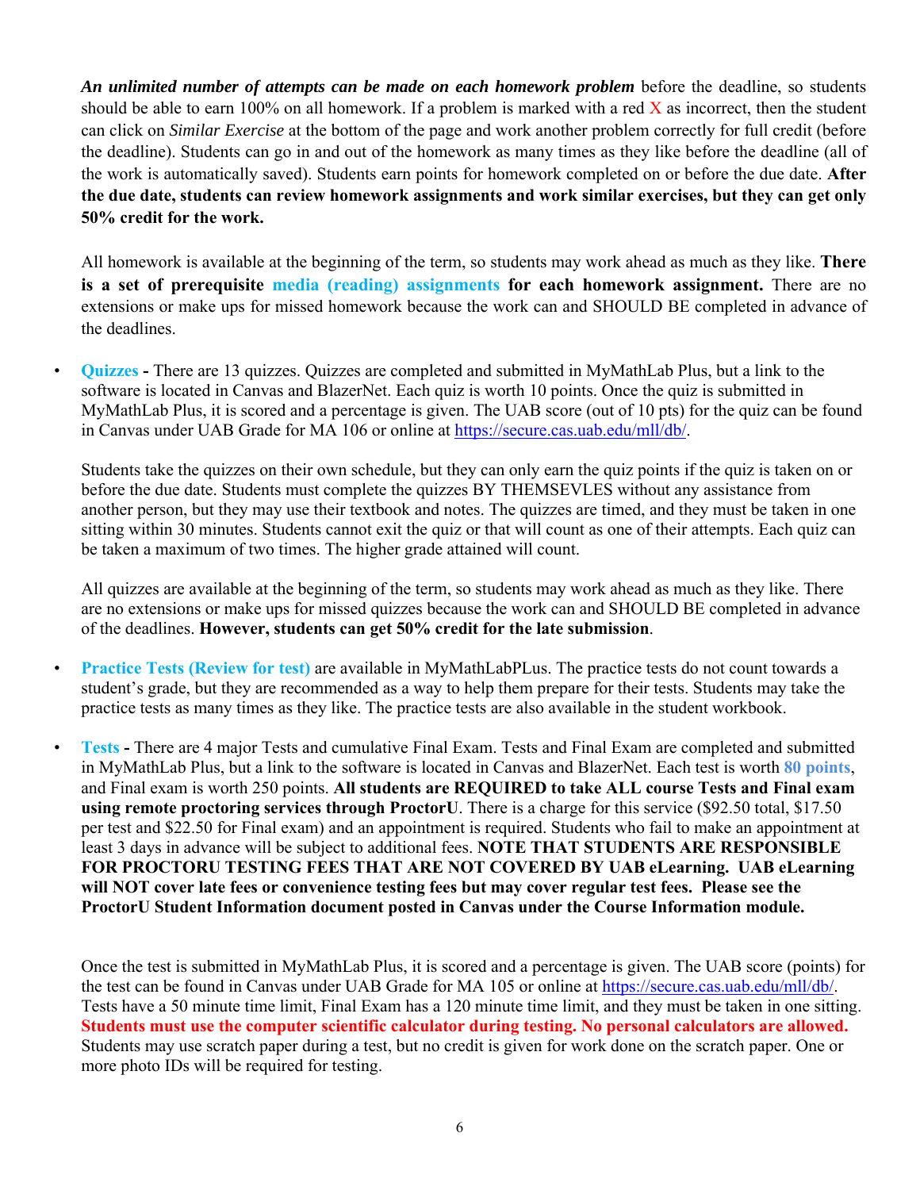***An unlimited number of attempts can be made on each homework problem*** before the deadline, so students should be able to earn 100% on all homework. If a problem is marked with a red X as incorrect, then the student can click on *Similar Exercise* at the bottom of the page and work another problem correctly for full credit (before the deadline). Students can go in and out of the homework as many times as they like before the deadline (all of the work is automatically saved). Students earn points for homework completed on or before the due date. **After the due date, students can review homework assignments and work similar exercises, but they can get only 50% credit for the work.**

All homework is available at the beginning of the term, so students may work ahead as much as they like. **There is a set of prerequisite media (reading) assignments for each homework assignment.** There are no extensions or make ups for missed homework because the work can and SHOULD BE completed in advance of the deadlines.

- **Quizzes -** There are 13 quizzes. Quizzes are completed and submitted in MyMathLab Plus, but a link to the software is located in Canvas and BlazerNet. Each quiz is worth 10 points. Once the quiz is submitted in MyMathLab Plus, it is scored and a percentage is given. The UAB score (out of 10 pts) for the quiz can be found in Canvas under UAB Grade for MA 106 or online at https://secure.cas.uab.edu/mll/db/.

  Students take the quizzes on their own schedule, but they can only earn the quiz points if the quiz is taken on or before the due date. Students must complete the quizzes BY THEMSEVLES without any assistance from another person, but they may use their textbook and notes. The quizzes are timed, and they must be taken in one sitting within 30 minutes. Students cannot exit the quiz or that will count as one of their attempts. Each quiz can be taken a maximum of two times. The higher grade attained will count.

  All quizzes are available at the beginning of the term, so students may work ahead as much as they like. There are no extensions or make ups for missed quizzes because the work can and SHOULD BE completed in advance of the deadlines. **However, students can get 50% credit for the late submission**.

- **Practice Tests (Review for test)** are available in MyMathLabPLus. The practice tests do not count towards a student's grade, but they are recommended as a way to help them prepare for their tests. Students may take the practice tests as many times as they like. The practice tests are also available in the student workbook.

- **Tests -** There are 4 major Tests and cumulative Final Exam. Tests and Final Exam are completed and submitted in MyMathLab Plus, but a link to the software is located in Canvas and BlazerNet. Each test is worth **80 points**, and Final exam is worth 250 points. **All students are REQUIRED to take ALL course Tests and Final exam using remote proctoring services through ProctorU**. There is a charge for this service ($92.50 total, $17.50 per test and $22.50 for Final exam) and an appointment is required. Students who fail to make an appointment at least 3 days in advance will be subject to additional fees. **NOTE THAT STUDENTS ARE RESPONSIBLE FOR PROCTORU TESTING FEES THAT ARE NOT COVERED BY UAB eLearning. UAB eLearning will NOT cover late fees or convenience testing fees but may cover regular test fees. Please see the ProctorU Student Information document posted in Canvas under the Course Information module.**

  Once the test is submitted in MyMathLab Plus, it is scored and a percentage is given. The UAB score (points) for the test can be found in Canvas under UAB Grade for MA 105 or online at https://secure.cas.uab.edu/mll/db/. Tests have a 50 minute time limit, Final Exam has a 120 minute time limit, and they must be taken in one sitting. **Students must use the computer scientific calculator during testing. No personal calculators are allowed.** Students may use scratch paper during a test, but no credit is given for work done on the scratch paper. One or more photo IDs will be required for testing.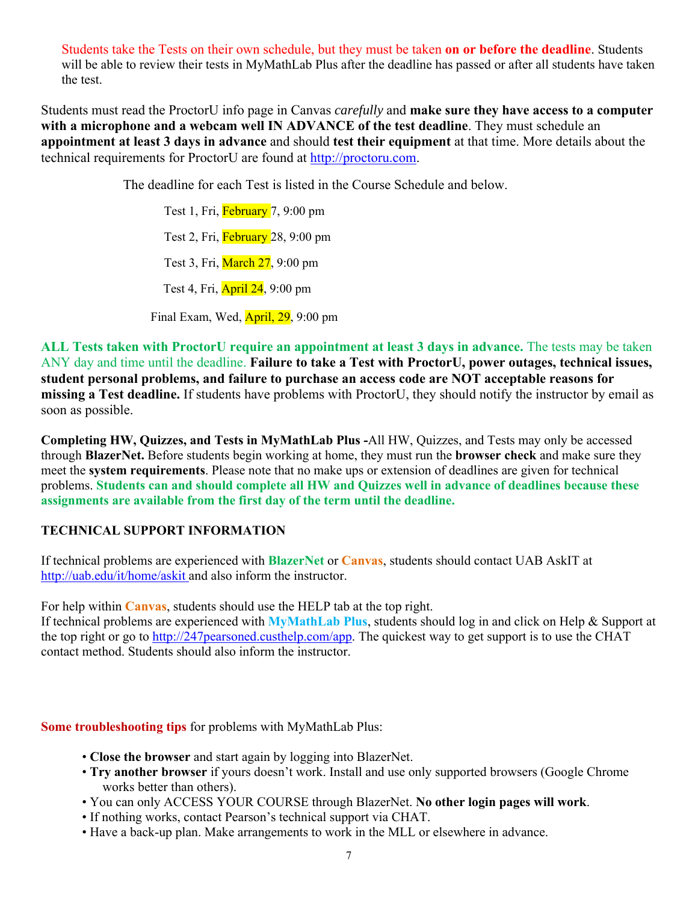Students take the Tests on their own schedule, but they must be taken **on or before the deadline**. Students will be able to review their tests in MyMathLab Plus after the deadline has passed or after all students have taken the test.

Students must read the ProctorU info page in Canvas *carefully* and **make sure they have access to a computer with a microphone and a webcam well IN ADVANCE of the test deadline**. They must schedule an **appointment at least 3 days in advance** and should **test their equipment** at that time. More details about the technical requirements for ProctorU are found at http://proctoru.com.

The deadline for each Test is listed in the Course Schedule and below.

Test 1, Fri, February 7, 9:00 pm

Test 2, Fri, February 28, 9:00 pm

Test 3, Fri, March 27, 9:00 pm

Test 4, Fri, April 24, 9:00 pm

Final Exam, Wed, April, 29, 9:00 pm

**ALL Tests taken with ProctorU require an appointment at least 3 days in advance.** The tests may be taken ANY day and time until the deadline. **Failure to take a Test with ProctorU, power outages, technical issues, student personal problems, and failure to purchase an access code are NOT acceptable reasons for missing a Test deadline.** If students have problems with ProctorU, they should notify the instructor by email as soon as possible.

**Completing HW, Quizzes, and Tests in MyMathLab Plus -**All HW, Quizzes, and Tests may only be accessed through **BlazerNet.** Before students begin working at home, they must run the **browser check** and make sure they meet the **system requirements**. Please note that no make ups or extension of deadlines are given for technical problems. **Students can and should complete all HW and Quizzes well in advance of deadlines because these assignments are available from the first day of the term until the deadline.**

**TECHNICAL SUPPORT INFORMATION**

If technical problems are experienced with **BlazerNet** or **Canvas**, students should contact UAB AskIT at http://uab.edu/it/home/askit and also inform the instructor.

For help within **Canvas**, students should use the HELP tab at the top right.
If technical problems are experienced with **MyMathLab Plus**, students should log in and click on Help & Support at the top right or go to http://247pearsoned.custhelp.com/app. The quickest way to get support is to use the CHAT contact method. Students should also inform the instructor.

**Some troubleshooting tips** for problems with MyMathLab Plus:

- **Close the browser** and start again by logging into BlazerNet.
- **Try another browser** if yours doesn't work. Install and use only supported browsers (Google Chrome works better than others).
- You can only ACCESS YOUR COURSE through BlazerNet. **No other login pages will work**.
- If nothing works, contact Pearson's technical support via CHAT.
- Have a back-up plan. Make arrangements to work in the MLL or elsewhere in advance.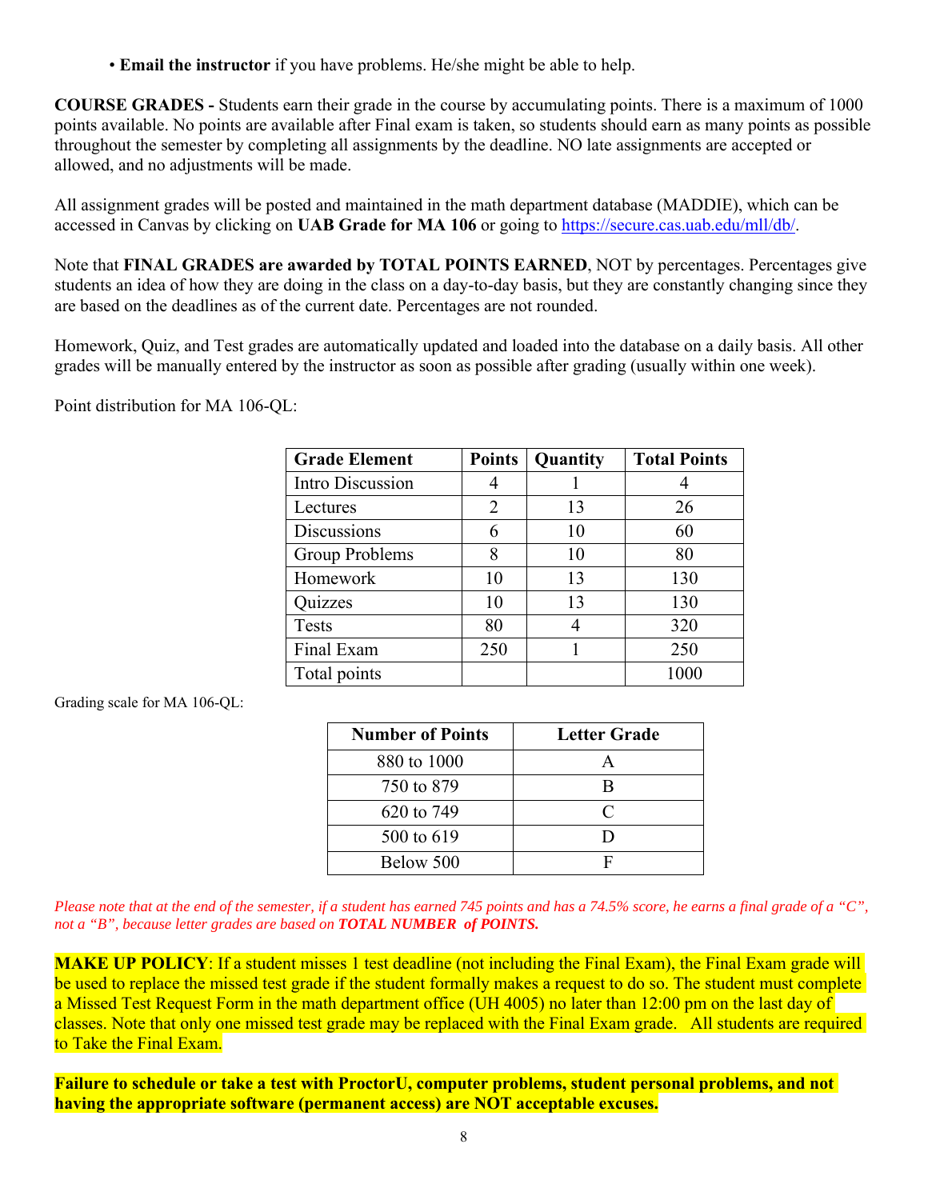- **Email the instructor** if you have problems. He/she might be able to help.

**COURSE GRADES -** Students earn their grade in the course by accumulating points. There is a maximum of 1000 points available. No points are available after Final exam is taken, so students should earn as many points as possible throughout the semester by completing all assignments by the deadline. NO late assignments are accepted or allowed, and no adjustments will be made.

All assignment grades will be posted and maintained in the math department database (MADDIE), which can be accessed in Canvas by clicking on **UAB Grade for MA 106** or going to https://secure.cas.uab.edu/mll/db/.

Note that **FINAL GRADES are awarded by TOTAL POINTS EARNED**, NOT by percentages. Percentages give students an idea of how they are doing in the class on a day-to-day basis, but they are constantly changing since they are based on the deadlines as of the current date. Percentages are not rounded.

Homework, Quiz, and Test grades are automatically updated and loaded into the database on a daily basis. All other grades will be manually entered by the instructor as soon as possible after grading (usually within one week).

Point distribution for MA 106-QL:

| Grade Element | Points | Quantity | Total Points |
|---|---|---|---|
| Intro Discussion | 4 | 1 | 4 |
| Lectures | 2 | 13 | 26 |
| Discussions | 6 | 10 | 60 |
| Group Problems | 8 | 10 | 80 |
| Homework | 10 | 13 | 130 |
| Quizzes | 10 | 13 | 130 |
| Tests | 80 | 4 | 320 |
| Final Exam | 250 | 1 | 250 |
| Total points | | | 1000 |

Grading scale for MA 106-QL:

| Number of Points | Letter Grade |
|---|---|
| 880 to 1000 | A |
| 750 to 879 | B |
| 620 to 749 | C |
| 500 to 619 | D |
| Below 500 | F |

*Please note that at the end of the semester, if a student has earned 745 points and has a 74.5% score, he earns a final grade of a "C", not a "B", because letter grades are based on **TOTAL NUMBER of POINTS.***

**MAKE UP POLICY**: If a student misses 1 test deadline (not including the Final Exam), the Final Exam grade will be used to replace the missed test grade if the student formally makes a request to do so. The student must complete a Missed Test Request Form in the math department office (UH 4005) no later than 12:00 pm on the last day of classes. Note that only one missed test grade may be replaced with the Final Exam grade. All students are required to Take the Final Exam.

**Failure to schedule or take a test with ProctorU, computer problems, student personal problems, and not having the appropriate software (permanent access) are NOT acceptable excuses.**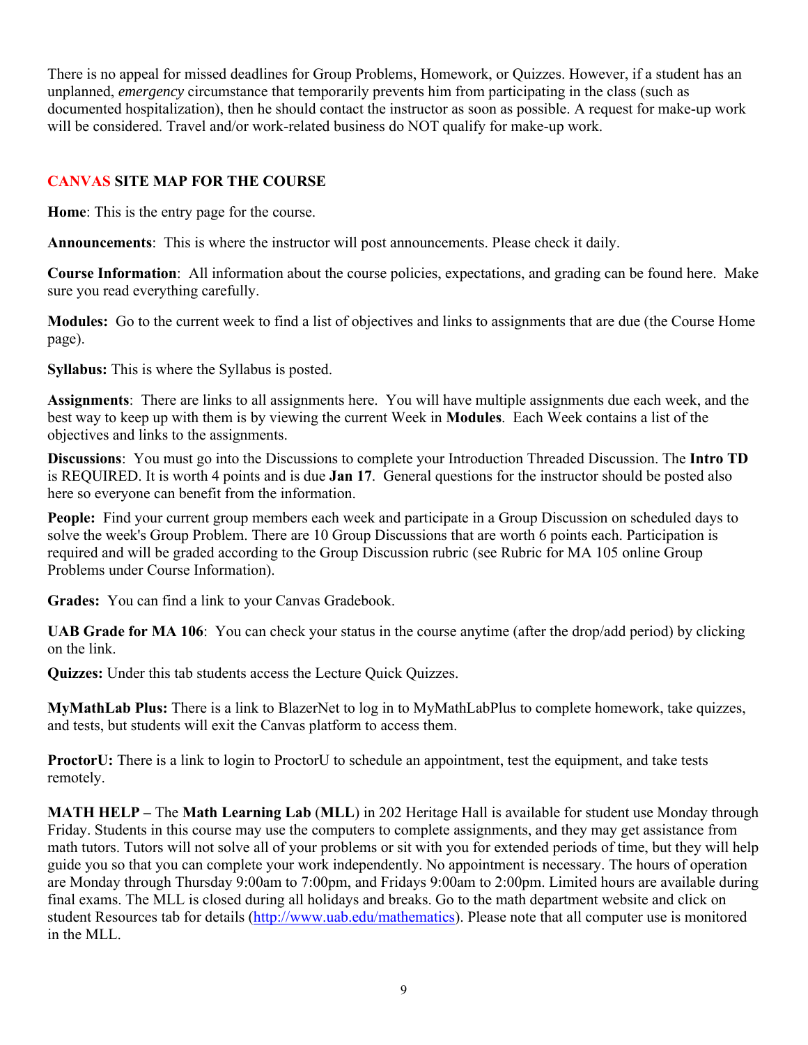There is no appeal for missed deadlines for Group Problems, Homework, or Quizzes. However, if a student has an unplanned, *emergency* circumstance that temporarily prevents him from participating in the class (such as documented hospitalization), then he should contact the instructor as soon as possible. A request for make-up work will be considered. Travel and/or work-related business do NOT qualify for make-up work.

## CANVAS SITE MAP FOR THE COURSE

**Home**: This is the entry page for the course.

**Announcements**: This is where the instructor will post announcements. Please check it daily.

**Course Information**: All information about the course policies, expectations, and grading can be found here. Make sure you read everything carefully.

**Modules:** Go to the current week to find a list of objectives and links to assignments that are due (the Course Home page).

**Syllabus:** This is where the Syllabus is posted.

**Assignments**: There are links to all assignments here. You will have multiple assignments due each week, and the best way to keep up with them is by viewing the current Week in **Modules**. Each Week contains a list of the objectives and links to the assignments.

**Discussions**: You must go into the Discussions to complete your Introduction Threaded Discussion. The **Intro TD** is REQUIRED. It is worth 4 points and is due **Jan 17**. General questions for the instructor should be posted also here so everyone can benefit from the information.

**People:** Find your current group members each week and participate in a Group Discussion on scheduled days to solve the week's Group Problem. There are 10 Group Discussions that are worth 6 points each. Participation is required and will be graded according to the Group Discussion rubric (see Rubric for MA 105 online Group Problems under Course Information).

**Grades:** You can find a link to your Canvas Gradebook.

**UAB Grade for MA 106**: You can check your status in the course anytime (after the drop/add period) by clicking on the link.

**Quizzes:** Under this tab students access the Lecture Quick Quizzes.

**MyMathLab Plus:** There is a link to BlazerNet to log in to MyMathLabPlus to complete homework, take quizzes, and tests, but students will exit the Canvas platform to access them.

**ProctorU:** There is a link to login to ProctorU to schedule an appointment, test the equipment, and take tests remotely.

**MATH HELP –** The **Math Learning Lab** (**MLL**) in 202 Heritage Hall is available for student use Monday through Friday. Students in this course may use the computers to complete assignments, and they may get assistance from math tutors. Tutors will not solve all of your problems or sit with you for extended periods of time, but they will help guide you so that you can complete your work independently. No appointment is necessary. The hours of operation are Monday through Thursday 9:00am to 7:00pm, and Fridays 9:00am to 2:00pm. Limited hours are available during final exams. The MLL is closed during all holidays and breaks. Go to the math department website and click on student Resources tab for details (http://www.uab.edu/mathematics). Please note that all computer use is monitored in the MLL.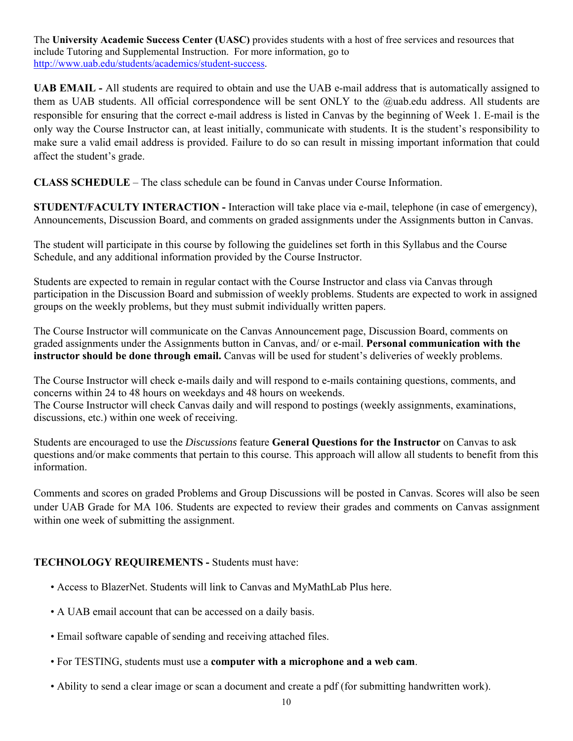The **University Academic Success Center (UASC)** provides students with a host of free services and resources that include Tutoring and Supplemental Instruction. For more information, go to [http://www.uab.edu/students/academics/student-success](http://www.uab.edu/students/academics/student-success).

**UAB EMAIL -** All students are required to obtain and use the UAB e-mail address that is automatically assigned to them as UAB students. All official correspondence will be sent ONLY to the @uab.edu address. All students are responsible for ensuring that the correct e-mail address is listed in Canvas by the beginning of Week 1. E-mail is the only way the Course Instructor can, at least initially, communicate with students. It is the student's responsibility to make sure a valid email address is provided. Failure to do so can result in missing important information that could affect the student's grade.

**CLASS SCHEDULE** – The class schedule can be found in Canvas under Course Information.

**STUDENT/FACULTY INTERACTION -** Interaction will take place via e-mail, telephone (in case of emergency), Announcements, Discussion Board, and comments on graded assignments under the Assignments button in Canvas.

The student will participate in this course by following the guidelines set forth in this Syllabus and the Course Schedule, and any additional information provided by the Course Instructor.

Students are expected to remain in regular contact with the Course Instructor and class via Canvas through participation in the Discussion Board and submission of weekly problems. Students are expected to work in assigned groups on the weekly problems, but they must submit individually written papers.

The Course Instructor will communicate on the Canvas Announcement page, Discussion Board, comments on graded assignments under the Assignments button in Canvas, and/ or e-mail. **Personal communication with the instructor should be done through email.** Canvas will be used for student's deliveries of weekly problems.

The Course Instructor will check e-mails daily and will respond to e-mails containing questions, comments, and concerns within 24 to 48 hours on weekdays and 48 hours on weekends.
The Course Instructor will check Canvas daily and will respond to postings (weekly assignments, examinations, discussions, etc.) within one week of receiving.

Students are encouraged to use the *Discussions* feature **General Questions for the Instructor** on Canvas to ask questions and/or make comments that pertain to this course. This approach will allow all students to benefit from this information.

Comments and scores on graded Problems and Group Discussions will be posted in Canvas. Scores will also be seen under UAB Grade for MA 106. Students are expected to review their grades and comments on Canvas assignment within one week of submitting the assignment.

**TECHNOLOGY REQUIREMENTS -** Students must have:

- Access to BlazerNet. Students will link to Canvas and MyMathLab Plus here.
- A UAB email account that can be accessed on a daily basis.
- Email software capable of sending and receiving attached files.
- For TESTING, students must use a **computer with a microphone and a web cam**.
- Ability to send a clear image or scan a document and create a pdf (for submitting handwritten work).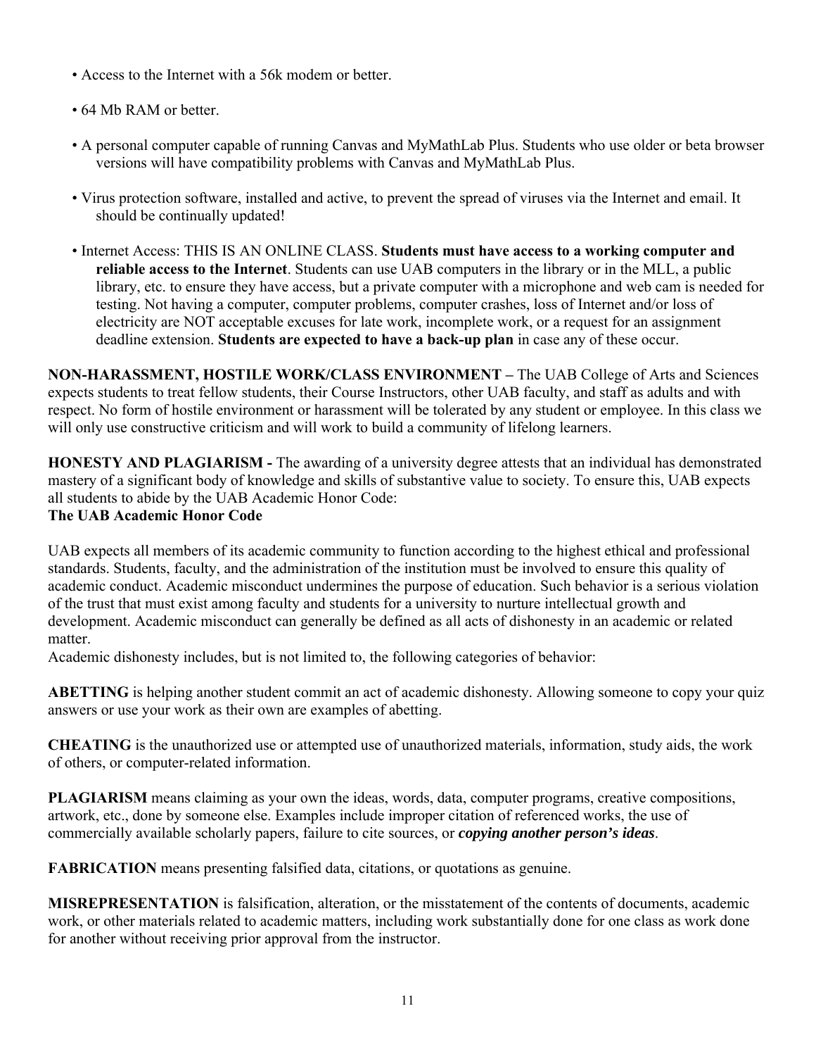- Access to the Internet with a 56k modem or better.
- 64 Mb RAM or better.
- A personal computer capable of running Canvas and MyMathLab Plus. Students who use older or beta browser versions will have compatibility problems with Canvas and MyMathLab Plus.
- Virus protection software, installed and active, to prevent the spread of viruses via the Internet and email. It should be continually updated!
- Internet Access: THIS IS AN ONLINE CLASS. **Students must have access to a working computer and reliable access to the Internet**. Students can use UAB computers in the library or in the MLL, a public library, etc. to ensure they have access, but a private computer with a microphone and web cam is needed for testing. Not having a computer, computer problems, computer crashes, loss of Internet and/or loss of electricity are NOT acceptable excuses for late work, incomplete work, or a request for an assignment deadline extension. **Students are expected to have a back-up plan** in case any of these occur.

**NON-HARASSMENT, HOSTILE WORK/CLASS ENVIRONMENT –** The UAB College of Arts and Sciences expects students to treat fellow students, their Course Instructors, other UAB faculty, and staff as adults and with respect. No form of hostile environment or harassment will be tolerated by any student or employee. In this class we will only use constructive criticism and will work to build a community of lifelong learners.

**HONESTY AND PLAGIARISM -** The awarding of a university degree attests that an individual has demonstrated mastery of a significant body of knowledge and skills of substantive value to society. To ensure this, UAB expects all students to abide by the UAB Academic Honor Code:

**The UAB Academic Honor Code**

UAB expects all members of its academic community to function according to the highest ethical and professional standards. Students, faculty, and the administration of the institution must be involved to ensure this quality of academic conduct. Academic misconduct undermines the purpose of education. Such behavior is a serious violation of the trust that must exist among faculty and students for a university to nurture intellectual growth and development. Academic misconduct can generally be defined as all acts of dishonesty in an academic or related matter.

Academic dishonesty includes, but is not limited to, the following categories of behavior:

**ABETTING** is helping another student commit an act of academic dishonesty. Allowing someone to copy your quiz answers or use your work as their own are examples of abetting.

**CHEATING** is the unauthorized use or attempted use of unauthorized materials, information, study aids, the work of others, or computer-related information.

**PLAGIARISM** means claiming as your own the ideas, words, data, computer programs, creative compositions, artwork, etc., done by someone else. Examples include improper citation of referenced works, the use of commercially available scholarly papers, failure to cite sources, or ***copying another person's ideas***.

**FABRICATION** means presenting falsified data, citations, or quotations as genuine.

**MISREPRESENTATION** is falsification, alteration, or the misstatement of the contents of documents, academic work, or other materials related to academic matters, including work substantially done for one class as work done for another without receiving prior approval from the instructor.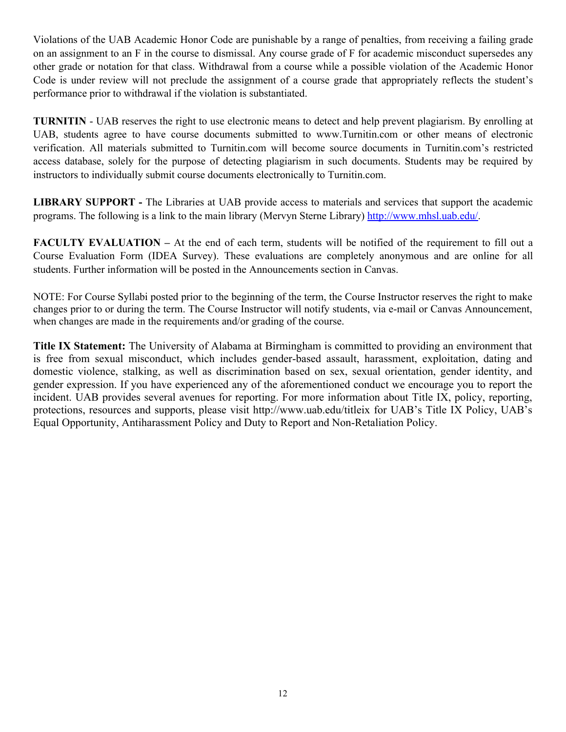Violations of the UAB Academic Honor Code are punishable by a range of penalties, from receiving a failing grade on an assignment to an F in the course to dismissal. Any course grade of F for academic misconduct supersedes any other grade or notation for that class. Withdrawal from a course while a possible violation of the Academic Honor Code is under review will not preclude the assignment of a course grade that appropriately reflects the student's performance prior to withdrawal if the violation is substantiated.

**TURNITIN** - UAB reserves the right to use electronic means to detect and help prevent plagiarism. By enrolling at UAB, students agree to have course documents submitted to www.Turnitin.com or other means of electronic verification. All materials submitted to Turnitin.com will become source documents in Turnitin.com's restricted access database, solely for the purpose of detecting plagiarism in such documents. Students may be required by instructors to individually submit course documents electronically to Turnitin.com.

**LIBRARY SUPPORT -** The Libraries at UAB provide access to materials and services that support the academic programs. The following is a link to the main library (Mervyn Sterne Library) [http://www.mhsl.uab.edu/](http://www.mhsl.uab.edu/).

**FACULTY EVALUATION –** At the end of each term, students will be notified of the requirement to fill out a Course Evaluation Form (IDEA Survey). These evaluations are completely anonymous and are online for all students. Further information will be posted in the Announcements section in Canvas.

NOTE: For Course Syllabi posted prior to the beginning of the term, the Course Instructor reserves the right to make changes prior to or during the term. The Course Instructor will notify students, via e-mail or Canvas Announcement, when changes are made in the requirements and/or grading of the course.

**Title IX Statement:** The University of Alabama at Birmingham is committed to providing an environment that is free from sexual misconduct, which includes gender-based assault, harassment, exploitation, dating and domestic violence, stalking, as well as discrimination based on sex, sexual orientation, gender identity, and gender expression. If you have experienced any of the aforementioned conduct we encourage you to report the incident. UAB provides several avenues for reporting. For more information about Title IX, policy, reporting, protections, resources and supports, please visit http://www.uab.edu/titleix for UAB's Title IX Policy, UAB's Equal Opportunity, Antiharassment Policy and Duty to Report and Non-Retaliation Policy.